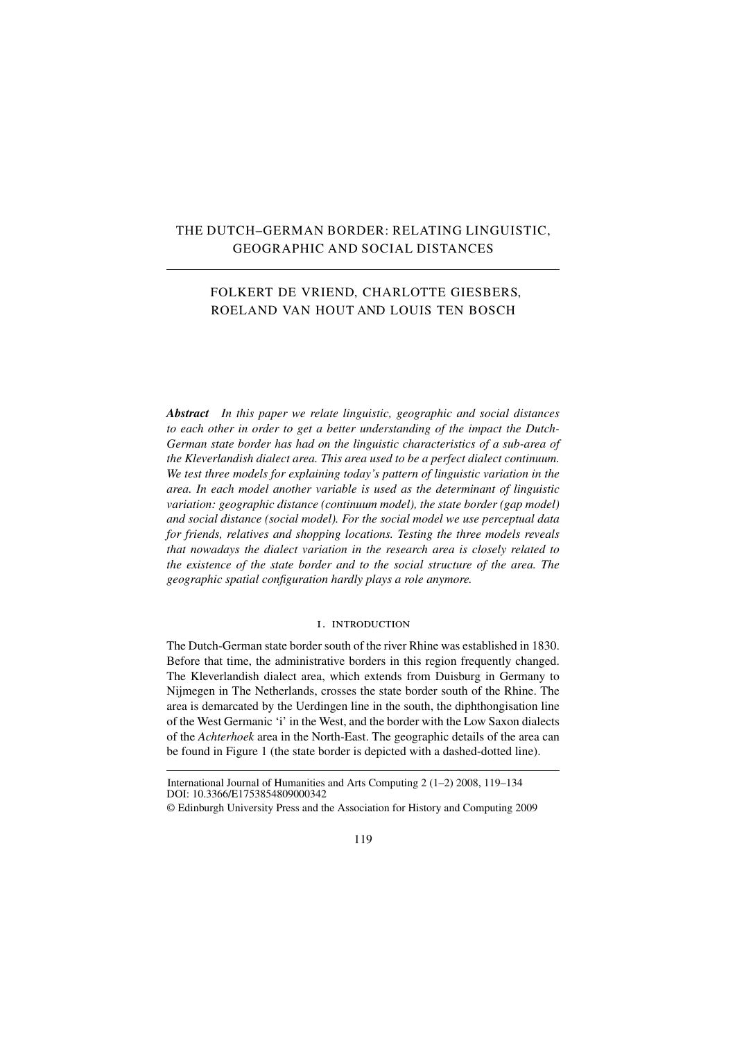# THE DUTCH–GERMAN BORDER: RELATING LINGUISTIC, GEOGRAPHIC AND SOCIAL DISTANCES

FOLKERT DE VRIEND, CHARLOTTE GIESBERS, ROELAND VAN HOUT AND LOUIS TEN BOSCH

***Abstract*** *In this paper we relate linguistic, geographic and social distances to each other in order to get a better understanding of the impact the Dutch-German state border has had on the linguistic characteristics of a sub-area of the Kleverlandish dialect area. This area used to be a perfect dialect continuum. We test three models for explaining today's pattern of linguistic variation in the area. In each model another variable is used as the determinant of linguistic variation: geographic distance (continuum model), the state border (gap model) and social distance (social model). For the social model we use perceptual data for friends, relatives and shopping locations. Testing the three models reveals that nowadays the dialect variation in the research area is closely related to the existence of the state border and to the social structure of the area. The geographic spatial configuration hardly plays a role anymore.*

## 1. INTRODUCTION

The Dutch-German state border south of the river Rhine was established in 1830. Before that time, the administrative borders in this region frequently changed. The Kleverlandish dialect area, which extends from Duisburg in Germany to Nijmegen in The Netherlands, crosses the state border south of the Rhine. The area is demarcated by the Uerdingen line in the south, the diphthongisation line of the West Germanic 'i' in the West, and the border with the Low Saxon dialects of the *Achterhoek* area in the North-East. The geographic details of the area can be found in Figure 1 (the state border is depicted with a dashed-dotted line).

International Journal of Humanities and Arts Computing 2 (1–2) 2008, 119–134
DOI: 10.3366/E1753854809000342
© Edinburgh University Press and the Association for History and Computing 2009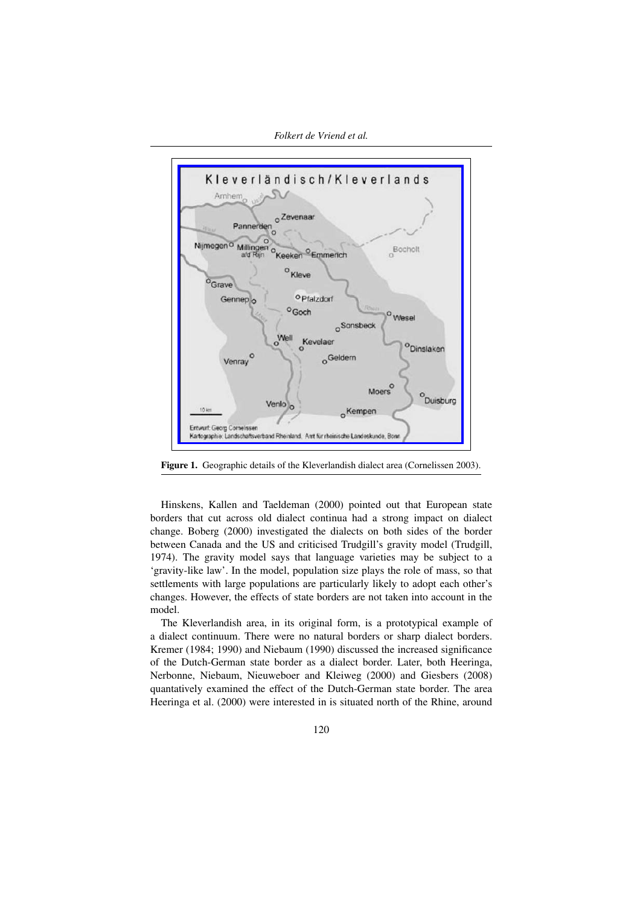**Figure 1.** Geographic details of the Kleverlandish dialect area (Cornelissen 2003).

Hinskens, Kallen and Taeldeman (2000) pointed out that European state borders that cut across old dialect continua had a strong impact on dialect change. Boberg (2000) investigated the dialects on both sides of the border between Canada and the US and criticised Trudgill's gravity model (Trudgill, 1974). The gravity model says that language varieties may be subject to a 'gravity-like law'. In the model, population size plays the role of mass, so that settlements with large populations are particularly likely to adopt each other's changes. However, the effects of state borders are not taken into account in the model.

The Kleverlandish area, in its original form, is a prototypical example of a dialect continuum. There were no natural borders or sharp dialect borders. Kremer (1984; 1990) and Niebaum (1990) discussed the increased significance of the Dutch-German state border as a dialect border. Later, both Heeringa, Nerbonne, Niebaum, Nieuweboer and Kleiweg (2000) and Giesbers (2008) quantatively examined the effect of the Dutch-German state border. The area Heeringa et al. (2000) were interested in is situated north of the Rhine, around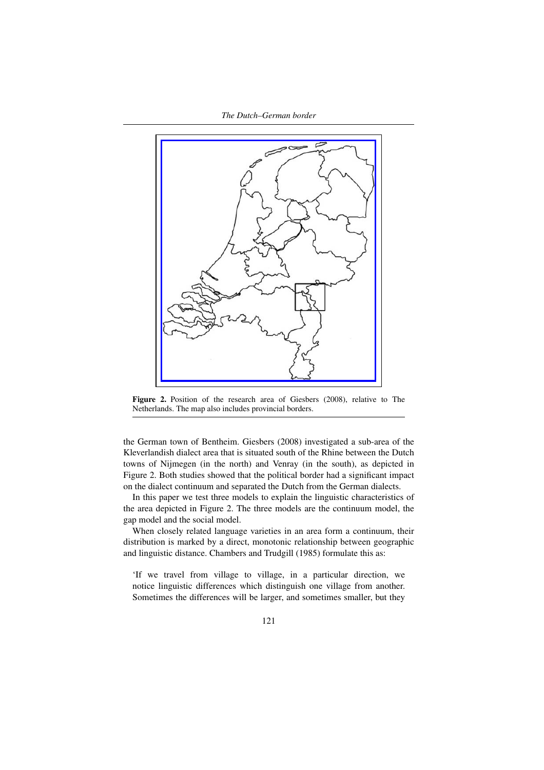**Figure 2.** Position of the research area of Giesbers (2008), relative to The Netherlands. The map also includes provincial borders.

the German town of Bentheim. Giesbers (2008) investigated a sub-area of the Kleverlandish dialect area that is situated south of the Rhine between the Dutch towns of Nijmegen (in the north) and Venray (in the south), as depicted in Figure 2. Both studies showed that the political border had a significant impact on the dialect continuum and separated the Dutch from the German dialects.

In this paper we test three models to explain the linguistic characteristics of the area depicted in Figure 2. The three models are the continuum model, the gap model and the social model.

When closely related language varieties in an area form a continuum, their distribution is marked by a direct, monotonic relationship between geographic and linguistic distance. Chambers and Trudgill (1985) formulate this as:

> 'If we travel from village to village, in a particular direction, we notice linguistic differences which distinguish one village from another. Sometimes the differences will be larger, and sometimes smaller, but they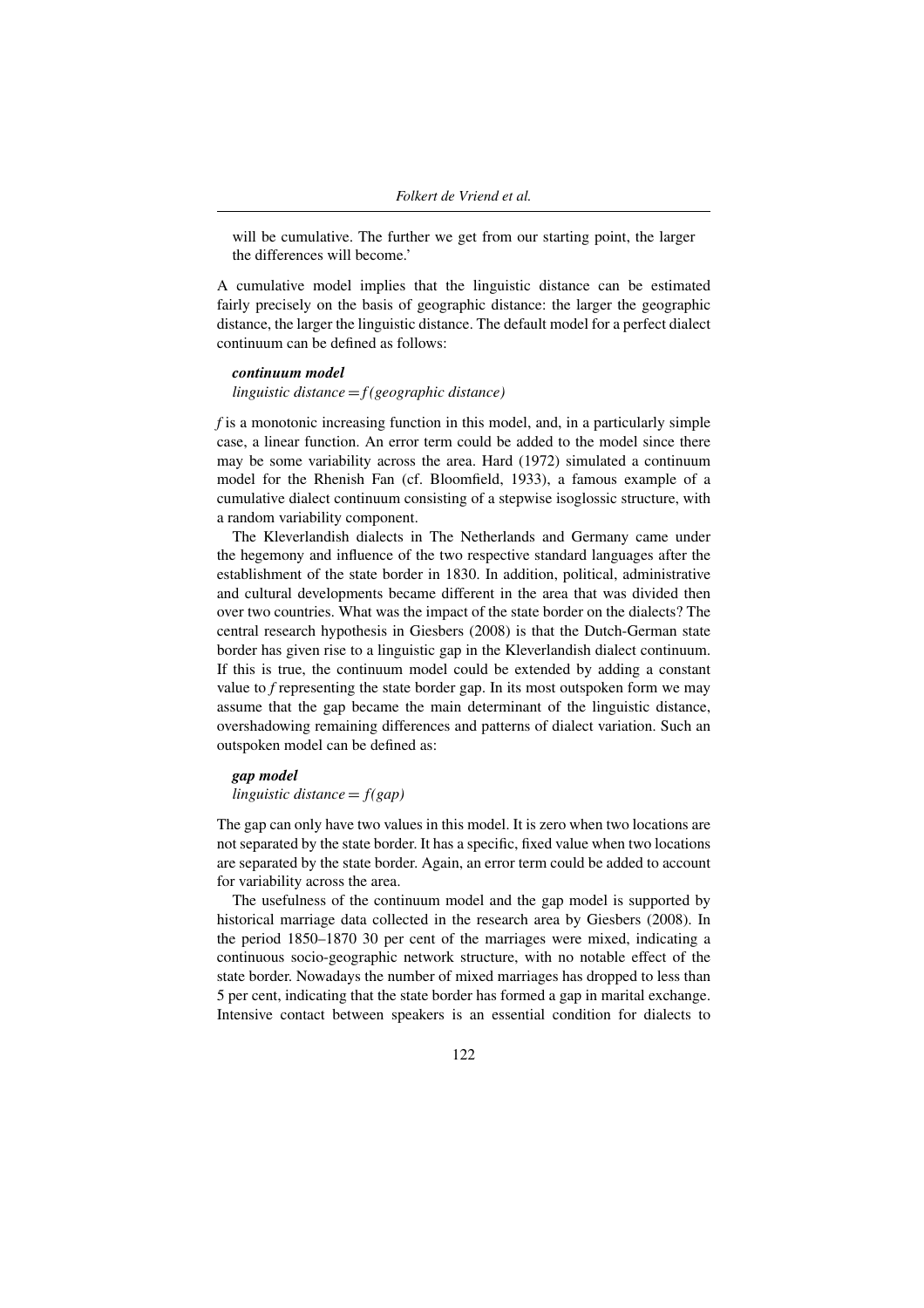will be cumulative. The further we get from our starting point, the larger the differences will become.'

A cumulative model implies that the linguistic distance can be estimated fairly precisely on the basis of geographic distance: the larger the geographic distance, the larger the linguistic distance. The default model for a perfect dialect continuum can be defined as follows:

***continuum model***
*linguistic distance = f(geographic distance)*

*f* is a monotonic increasing function in this model, and, in a particularly simple case, a linear function. An error term could be added to the model since there may be some variability across the area. Hard (1972) simulated a continuum model for the Rhenish Fan (cf. Bloomfield, 1933), a famous example of a cumulative dialect continuum consisting of a stepwise isoglossic structure, with a random variability component.

The Kleverlandish dialects in The Netherlands and Germany came under the hegemony and influence of the two respective standard languages after the establishment of the state border in 1830. In addition, political, administrative and cultural developments became different in the area that was divided then over two countries. What was the impact of the state border on the dialects? The central research hypothesis in Giesbers (2008) is that the Dutch-German state border has given rise to a linguistic gap in the Kleverlandish dialect continuum. If this is true, the continuum model could be extended by adding a constant value to *f* representing the state border gap. In its most outspoken form we may assume that the gap became the main determinant of the linguistic distance, overshadowing remaining differences and patterns of dialect variation. Such an outspoken model can be defined as:

***gap model***
*linguistic distance = f(gap)*

The gap can only have two values in this model. It is zero when two locations are not separated by the state border. It has a specific, fixed value when two locations are separated by the state border. Again, an error term could be added to account for variability across the area.

The usefulness of the continuum model and the gap model is supported by historical marriage data collected in the research area by Giesbers (2008). In the period 1850–1870 30 per cent of the marriages were mixed, indicating a continuous socio-geographic network structure, with no notable effect of the state border. Nowadays the number of mixed marriages has dropped to less than 5 per cent, indicating that the state border has formed a gap in marital exchange. Intensive contact between speakers is an essential condition for dialects to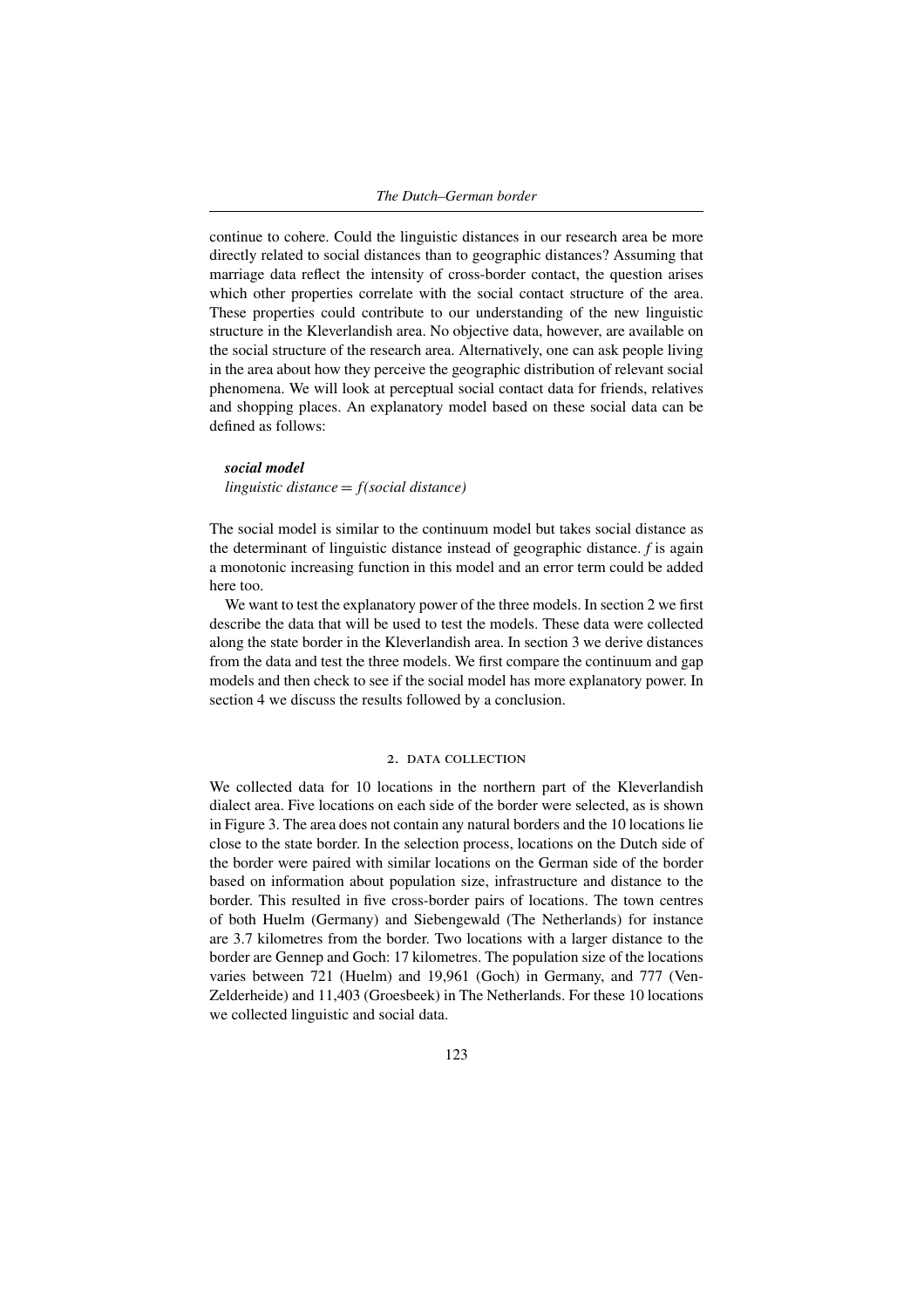continue to cohere. Could the linguistic distances in our research area be more directly related to social distances than to geographic distances? Assuming that marriage data reflect the intensity of cross-border contact, the question arises which other properties correlate with the social contact structure of the area. These properties could contribute to our understanding of the new linguistic structure in the Kleverlandish area. No objective data, however, are available on the social structure of the research area. Alternatively, one can ask people living in the area about how they perceive the geographic distribution of relevant social phenomena. We will look at perceptual social contact data for friends, relatives and shopping places. An explanatory model based on these social data can be defined as follows:

***social model***
*linguistic distance = f(social distance)*

The social model is similar to the continuum model but takes social distance as the determinant of linguistic distance instead of geographic distance. *f* is again a monotonic increasing function in this model and an error term could be added here too.

We want to test the explanatory power of the three models. In section 2 we first describe the data that will be used to test the models. These data were collected along the state border in the Kleverlandish area. In section 3 we derive distances from the data and test the three models. We first compare the continuum and gap models and then check to see if the social model has more explanatory power. In section 4 we discuss the results followed by a conclusion.

## 2. Data collection

We collected data for 10 locations in the northern part of the Kleverlandish dialect area. Five locations on each side of the border were selected, as is shown in Figure 3. The area does not contain any natural borders and the 10 locations lie close to the state border. In the selection process, locations on the Dutch side of the border were paired with similar locations on the German side of the border based on information about population size, infrastructure and distance to the border. This resulted in five cross-border pairs of locations. The town centres of both Huelm (Germany) and Siebengewald (The Netherlands) for instance are 3.7 kilometres from the border. Two locations with a larger distance to the border are Gennep and Goch: 17 kilometres. The population size of the locations varies between 721 (Huelm) and 19,961 (Goch) in Germany, and 777 (Ven-Zelderheide) and 11,403 (Groesbeek) in The Netherlands. For these 10 locations we collected linguistic and social data.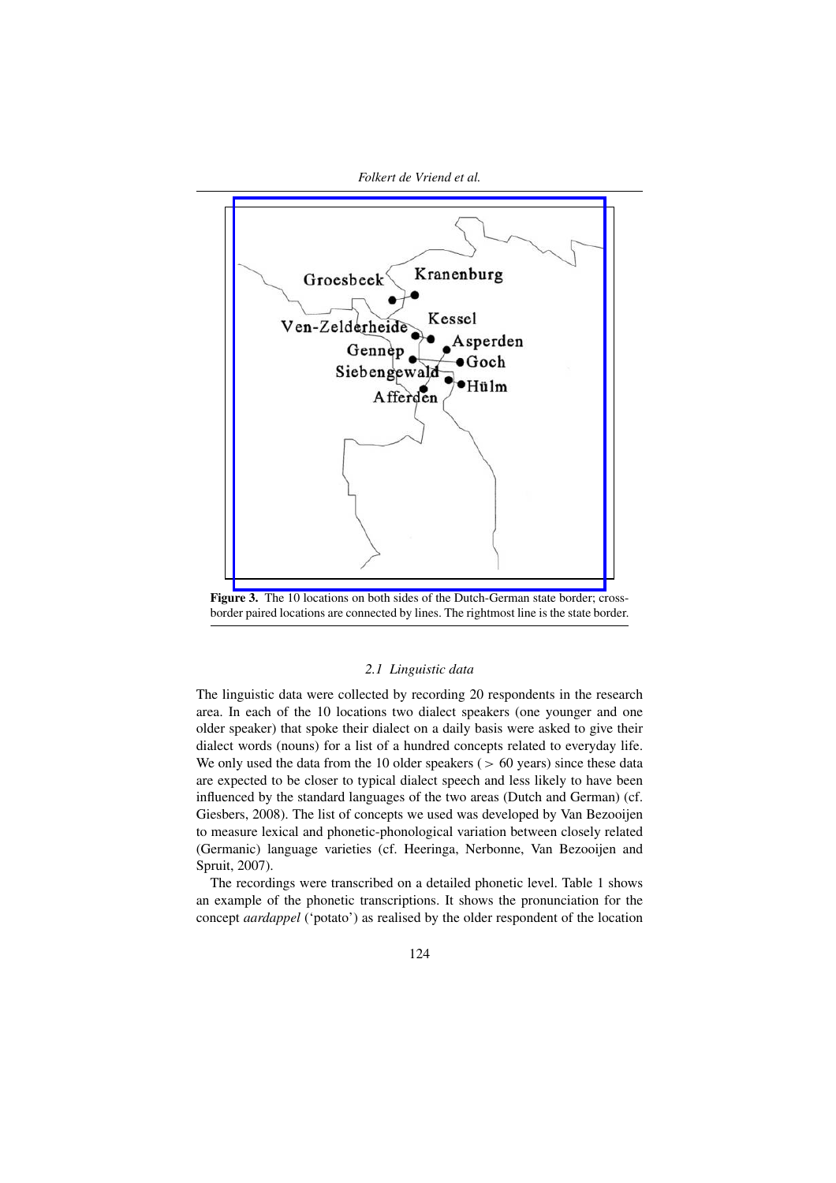**Figure 3.** The 10 locations on both sides of the Dutch-German state border; cross-border paired locations are connected by lines. The rightmost line is the state border.

### *2.1 Linguistic data*

The linguistic data were collected by recording 20 respondents in the research area. In each of the 10 locations two dialect speakers (one younger and one older speaker) that spoke their dialect on a daily basis were asked to give their dialect words (nouns) for a list of a hundred concepts related to everyday life. We only used the data from the 10 older speakers ( $>$ 60 years) since these data are expected to be closer to typical dialect speech and less likely to have been influenced by the standard languages of the two areas (Dutch and German) (cf. Giesbers, 2008). The list of concepts we used was developed by Van Bezooijen to measure lexical and phonetic-phonological variation between closely related (Germanic) language varieties (cf. Heeringa, Nerbonne, Van Bezooijen and Spruit, 2007).

The recordings were transcribed on a detailed phonetic level. Table 1 shows an example of the phonetic transcriptions. It shows the pronunciation for the concept *aardappel* ('potato') as realised by the older respondent of the location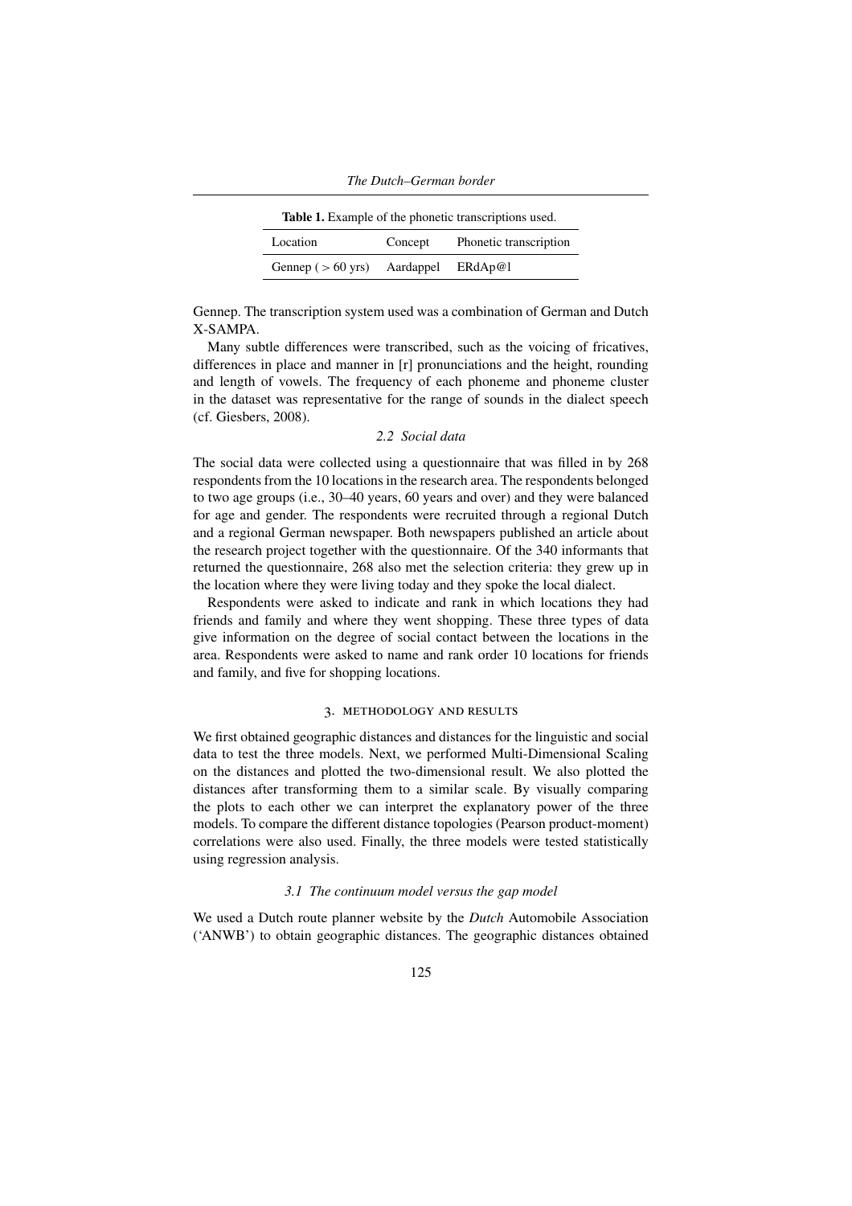**Table 1.** Example of the phonetic transcriptions used.

| Location | Concept | Phonetic transcription |
|---|---|---|
| Gennep ( $>$ 60 yrs) | Aardappel | ERdAp@l |

Gennep. The transcription system used was a combination of German and Dutch X-SAMPA.

Many subtle differences were transcribed, such as the voicing of fricatives, differences in place and manner in [r] pronunciations and the height, rounding and length of vowels. The frequency of each phoneme and phoneme cluster in the dataset was representative for the range of sounds in the dialect speech (cf. Giesbers, 2008).

### 2.2 *Social data*

The social data were collected using a questionnaire that was filled in by 268 respondents from the 10 locations in the research area. The respondents belonged to two age groups (i.e., 30–40 years, 60 years and over) and they were balanced for age and gender. The respondents were recruited through a regional Dutch and a regional German newspaper. Both newspapers published an article about the research project together with the questionnaire. Of the 340 informants that returned the questionnaire, 268 also met the selection criteria: they grew up in the location where they were living today and they spoke the local dialect.

Respondents were asked to indicate and rank in which locations they had friends and family and where they went shopping. These three types of data give information on the degree of social contact between the locations in the area. Respondents were asked to name and rank order 10 locations for friends and family, and five for shopping locations.

## 3. Methodology and Results

We first obtained geographic distances and distances for the linguistic and social data to test the three models. Next, we performed Multi-Dimensional Scaling on the distances and plotted the two-dimensional result. We also plotted the distances after transforming them to a similar scale. By visually comparing the plots to each other we can interpret the explanatory power of the three models. To compare the different distance topologies (Pearson product-moment) correlations were also used. Finally, the three models were tested statistically using regression analysis.

### 3.1 *The continuum model versus the gap model*

We used a Dutch route planner website by the *Dutch* Automobile Association ('ANWB') to obtain geographic distances. The geographic distances obtained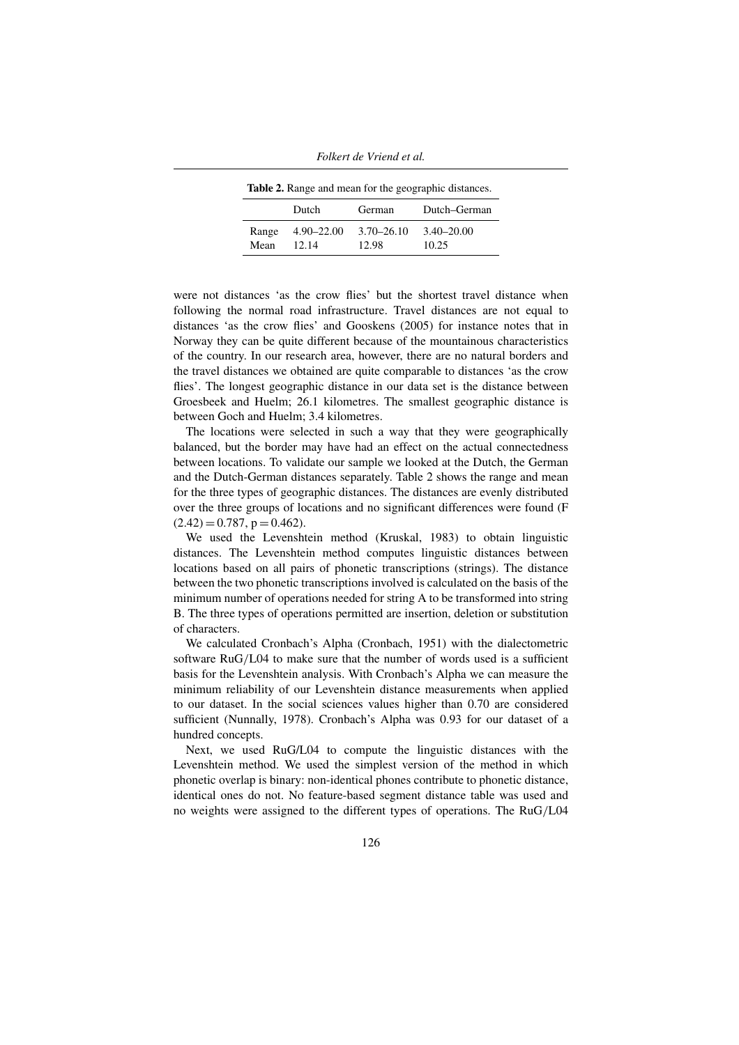**Table 2.** Range and mean for the geographic distances.

| | Dutch | German | Dutch–German |
|---|---|---|---|
| Range | 4.90–22.00 | 3.70–26.10 | 3.40–20.00 |
| Mean | 12.14 | 12.98 | 10.25 |

were not distances 'as the crow flies' but the shortest travel distance when following the normal road infrastructure. Travel distances are not equal to distances 'as the crow flies' and Gooskens (2005) for instance notes that in Norway they can be quite different because of the mountainous characteristics of the country. In our research area, however, there are no natural borders and the travel distances we obtained are quite comparable to distances 'as the crow flies'. The longest geographic distance in our data set is the distance between Groesbeek and Huelm; 26.1 kilometres. The smallest geographic distance is between Goch and Huelm; 3.4 kilometres.

The locations were selected in such a way that they were geographically balanced, but the border may have had an effect on the actual connectedness between locations. To validate our sample we looked at the Dutch, the German and the Dutch-German distances separately. Table 2 shows the range and mean for the three types of geographic distances. The distances are evenly distributed over the three groups of locations and no significant differences were found ($F(2.42) = 0.787$, $p = 0.462$).

We used the Levenshtein method (Kruskal, 1983) to obtain linguistic distances. The Levenshtein method computes linguistic distances between locations based on all pairs of phonetic transcriptions (strings). The distance between the two phonetic transcriptions involved is calculated on the basis of the minimum number of operations needed for string A to be transformed into string B. The three types of operations permitted are insertion, deletion or substitution of characters.

We calculated Cronbach's Alpha (Cronbach, 1951) with the dialectometric software RuG/L04 to make sure that the number of words used is a sufficient basis for the Levenshtein analysis. With Cronbach's Alpha we can measure the minimum reliability of our Levenshtein distance measurements when applied to our dataset. In the social sciences values higher than 0.70 are considered sufficient (Nunnally, 1978). Cronbach's Alpha was 0.93 for our dataset of a hundred concepts.

Next, we used RuG/L04 to compute the linguistic distances with the Levenshtein method. We used the simplest version of the method in which phonetic overlap is binary: non-identical phones contribute to phonetic distance, identical ones do not. No feature-based segment distance table was used and no weights were assigned to the different types of operations. The RuG/L04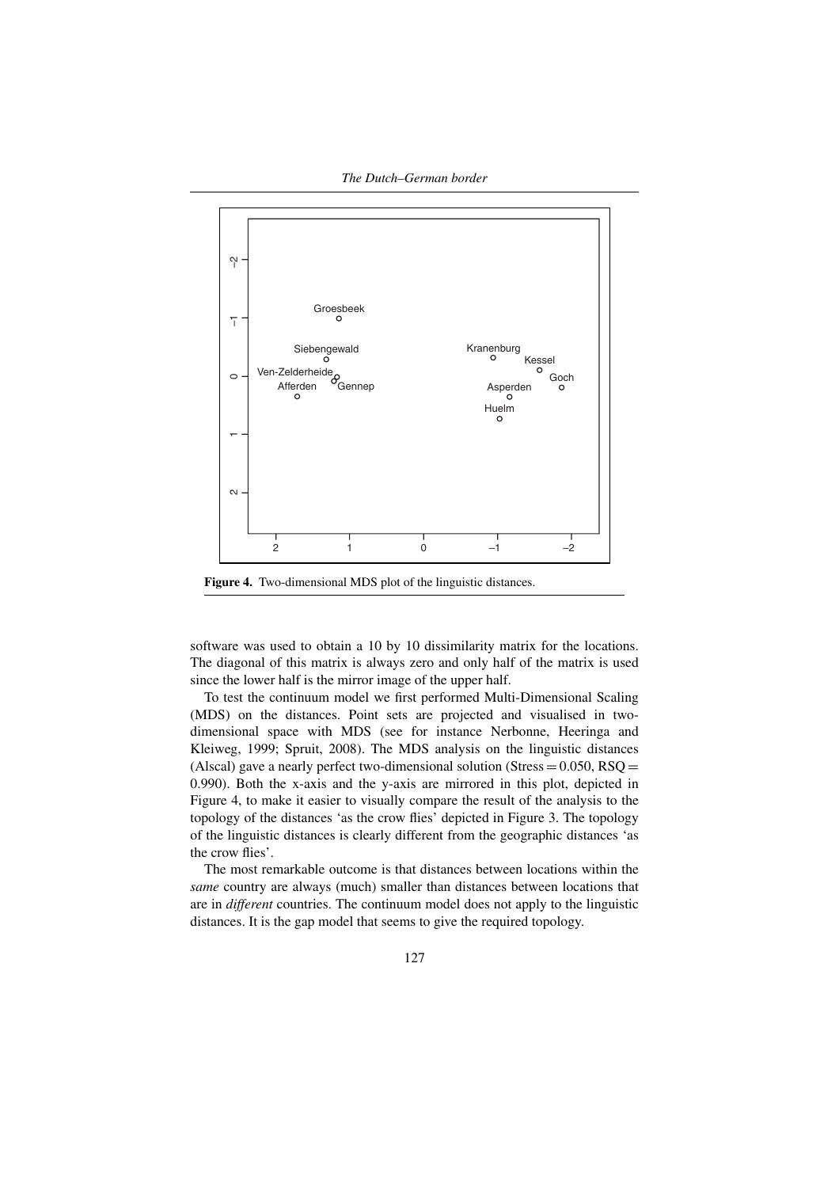Figure 4. Two-dimensional MDS plot of the linguistic distances.

software was used to obtain a 10 by 10 dissimilarity matrix for the locations. The diagonal of this matrix is always zero and only half of the matrix is used since the lower half is the mirror image of the upper half.

To test the continuum model we first performed Multi-Dimensional Scaling (MDS) on the distances. Point sets are projected and visualised in two-dimensional space with MDS (see for instance Nerbonne, Heeringa and Kleiweg, 1999; Spruit, 2008). The MDS analysis on the linguistic distances (Alscal) gave a nearly perfect two-dimensional solution (Stress = 0.050, RSQ = 0.990). Both the x-axis and the y-axis are mirrored in this plot, depicted in Figure 4, to make it easier to visually compare the result of the analysis to the topology of the distances 'as the crow flies' depicted in Figure 3. The topology of the linguistic distances is clearly different from the geographic distances 'as the crow flies'.

The most remarkable outcome is that distances between locations within the *same* country are always (much) smaller than distances between locations that are in *different* countries. The continuum model does not apply to the linguistic distances. It is the gap model that seems to give the required topology.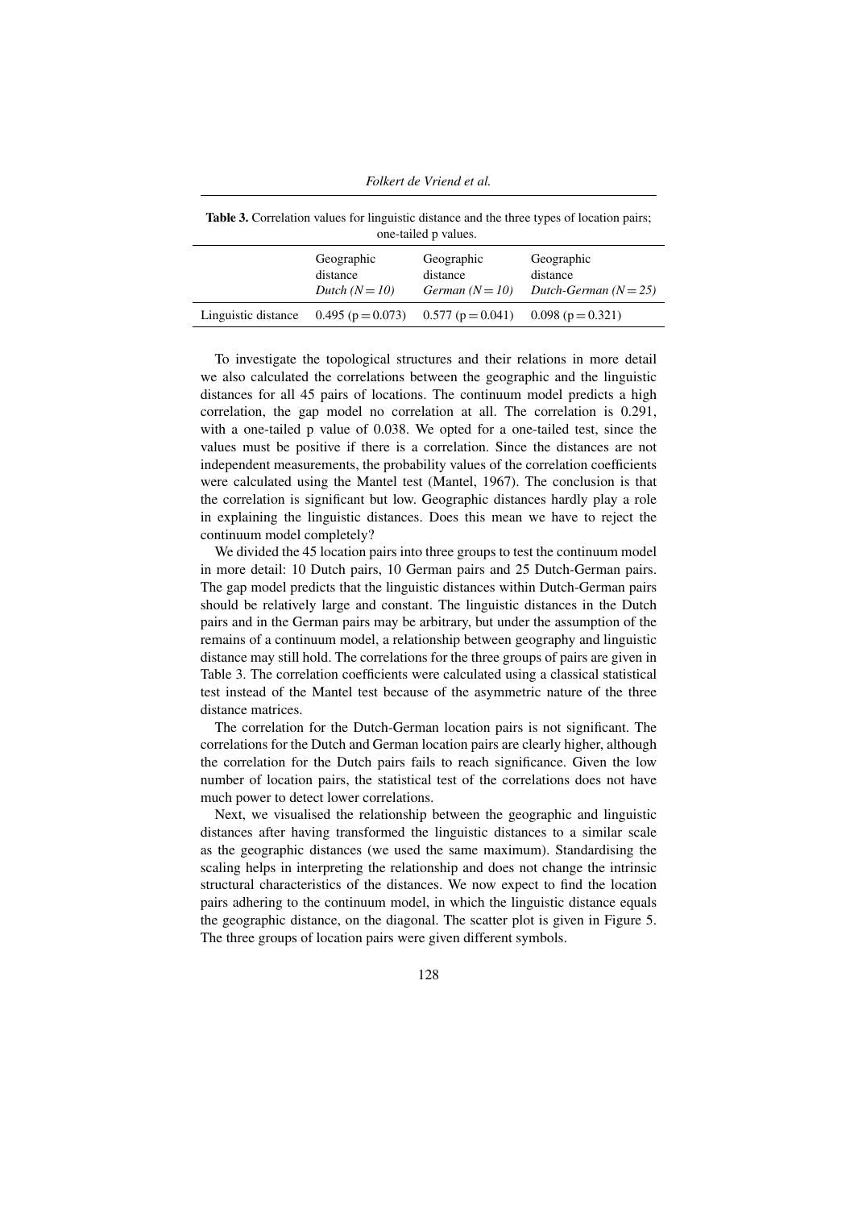**Table 3.** Correlation values for linguistic distance and the three types of location pairs; one-tailed p values.

| | Geographic distance *Dutch (N = 10)* | Geographic distance *German (N = 10)* | Geographic distance *Dutch-German (N = 25)* |
|---|---|---|---|
| Linguistic distance | 0.495 (p = 0.073) | 0.577 (p = 0.041) | 0.098 (p = 0.321) |

To investigate the topological structures and their relations in more detail we also calculated the correlations between the geographic and the linguistic distances for all 45 pairs of locations. The continuum model predicts a high correlation, the gap model no correlation at all. The correlation is 0.291, with a one-tailed p value of 0.038. We opted for a one-tailed test, since the values must be positive if there is a correlation. Since the distances are not independent measurements, the probability values of the correlation coefficients were calculated using the Mantel test (Mantel, 1967). The conclusion is that the correlation is significant but low. Geographic distances hardly play a role in explaining the linguistic distances. Does this mean we have to reject the continuum model completely?

We divided the 45 location pairs into three groups to test the continuum model in more detail: 10 Dutch pairs, 10 German pairs and 25 Dutch-German pairs. The gap model predicts that the linguistic distances within Dutch-German pairs should be relatively large and constant. The linguistic distances in the Dutch pairs and in the German pairs may be arbitrary, but under the assumption of the remains of a continuum model, a relationship between geography and linguistic distance may still hold. The correlations for the three groups of pairs are given in Table 3. The correlation coefficients were calculated using a classical statistical test instead of the Mantel test because of the asymmetric nature of the three distance matrices.

The correlation for the Dutch-German location pairs is not significant. The correlations for the Dutch and German location pairs are clearly higher, although the correlation for the Dutch pairs fails to reach significance. Given the low number of location pairs, the statistical test of the correlations does not have much power to detect lower correlations.

Next, we visualised the relationship between the geographic and linguistic distances after having transformed the linguistic distances to a similar scale as the geographic distances (we used the same maximum). Standardising the scaling helps in interpreting the relationship and does not change the intrinsic structural characteristics of the distances. We now expect to find the location pairs adhering to the continuum model, in which the linguistic distance equals the geographic distance, on the diagonal. The scatter plot is given in Figure 5. The three groups of location pairs were given different symbols.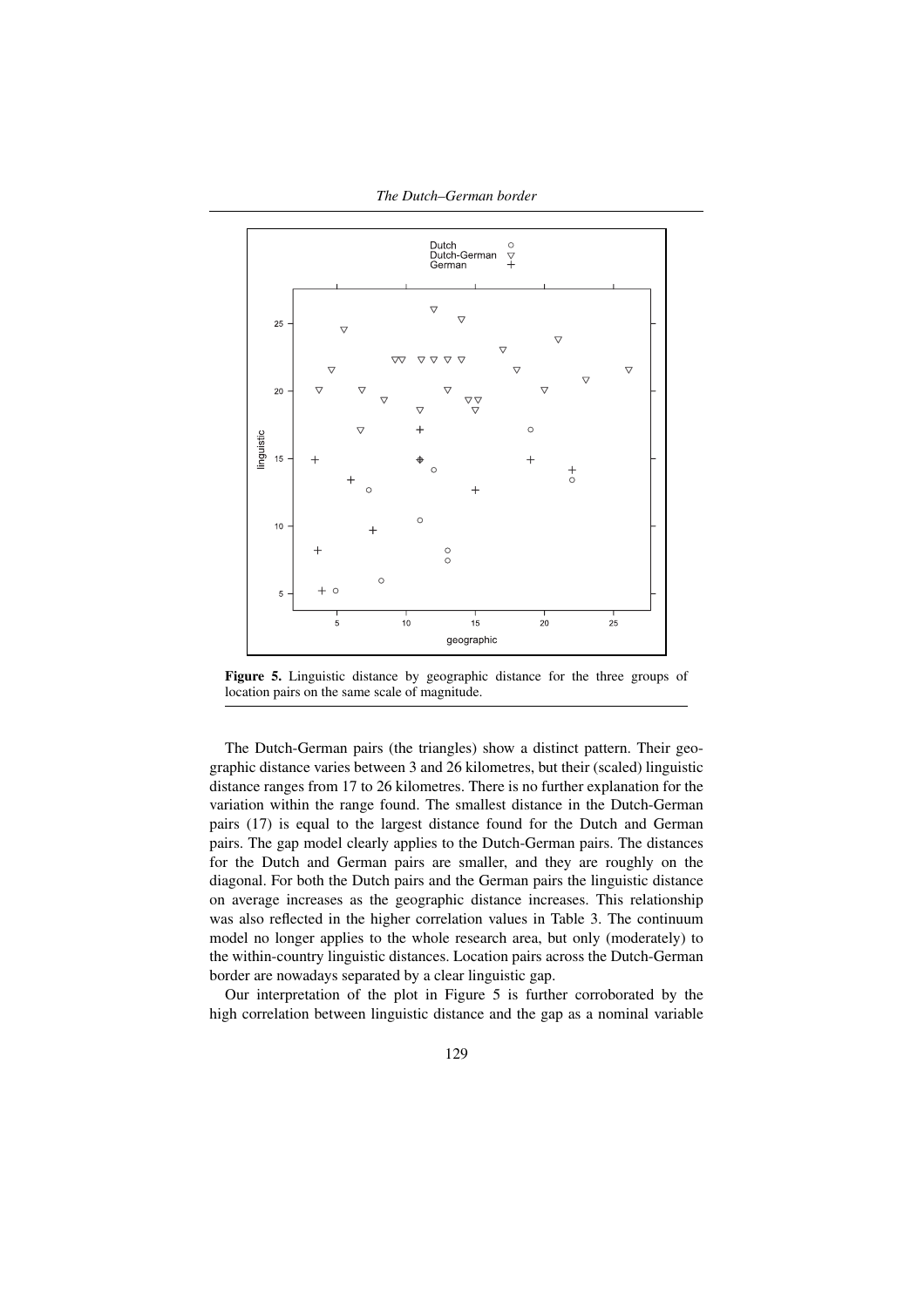**Figure 5.** Linguistic distance by geographic distance for the three groups of location pairs on the same scale of magnitude.

The Dutch-German pairs (the triangles) show a distinct pattern. Their geographic distance varies between 3 and 26 kilometres, but their (scaled) linguistic distance ranges from 17 to 26 kilometres. There is no further explanation for the variation within the range found. The smallest distance in the Dutch-German pairs (17) is equal to the largest distance found for the Dutch and German pairs. The gap model clearly applies to the Dutch-German pairs. The distances for the Dutch and German pairs are smaller, and they are roughly on the diagonal. For both the Dutch pairs and the German pairs the linguistic distance on average increases as the geographic distance increases. This relationship was also reflected in the higher correlation values in Table 3. The continuum model no longer applies to the whole research area, but only (moderately) to the within-country linguistic distances. Location pairs across the Dutch-German border are nowadays separated by a clear linguistic gap.

Our interpretation of the plot in Figure 5 is further corroborated by the high correlation between linguistic distance and the gap as a nominal variable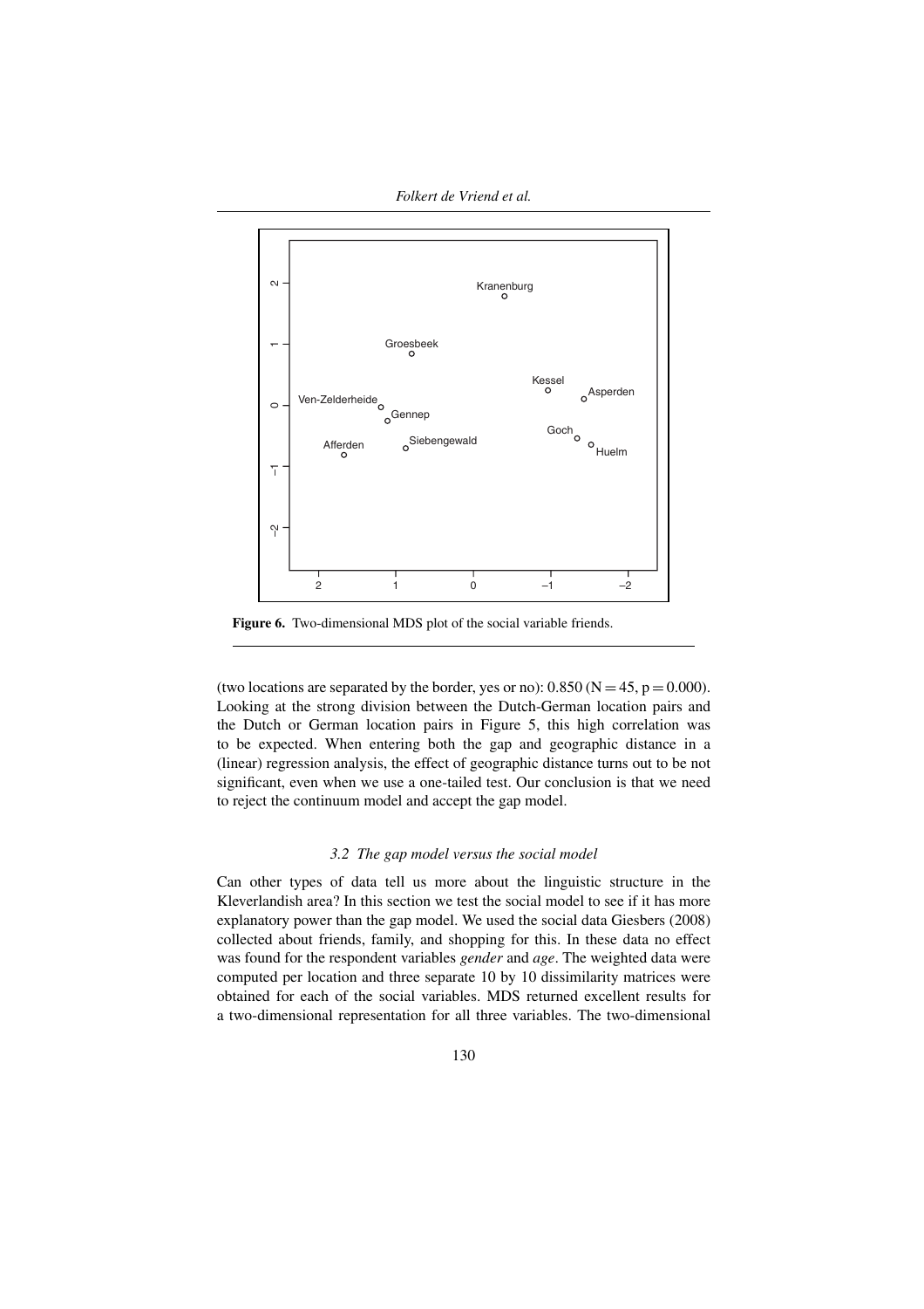Figure 6. Two-dimensional MDS plot of the social variable friends.

(two locations are separated by the border, yes or no): 0.850 ($N = 45$, $p = 0.000$). Looking at the strong division between the Dutch-German location pairs and the Dutch or German location pairs in Figure 5, this high correlation was to be expected. When entering both the gap and geographic distance in a (linear) regression analysis, the effect of geographic distance turns out to be not significant, even when we use a one-tailed test. Our conclusion is that we need to reject the continuum model and accept the gap model.

### 3.2 The gap model versus the social model

Can other types of data tell us more about the linguistic structure in the Kleverlandish area? In this section we test the social model to see if it has more explanatory power than the gap model. We used the social data Giesbers (2008) collected about friends, family, and shopping for this. In these data no effect was found for the respondent variables *gender* and *age*. The weighted data were computed per location and three separate 10 by 10 dissimilarity matrices were obtained for each of the social variables. MDS returned excellent results for a two-dimensional representation for all three variables. The two-dimensional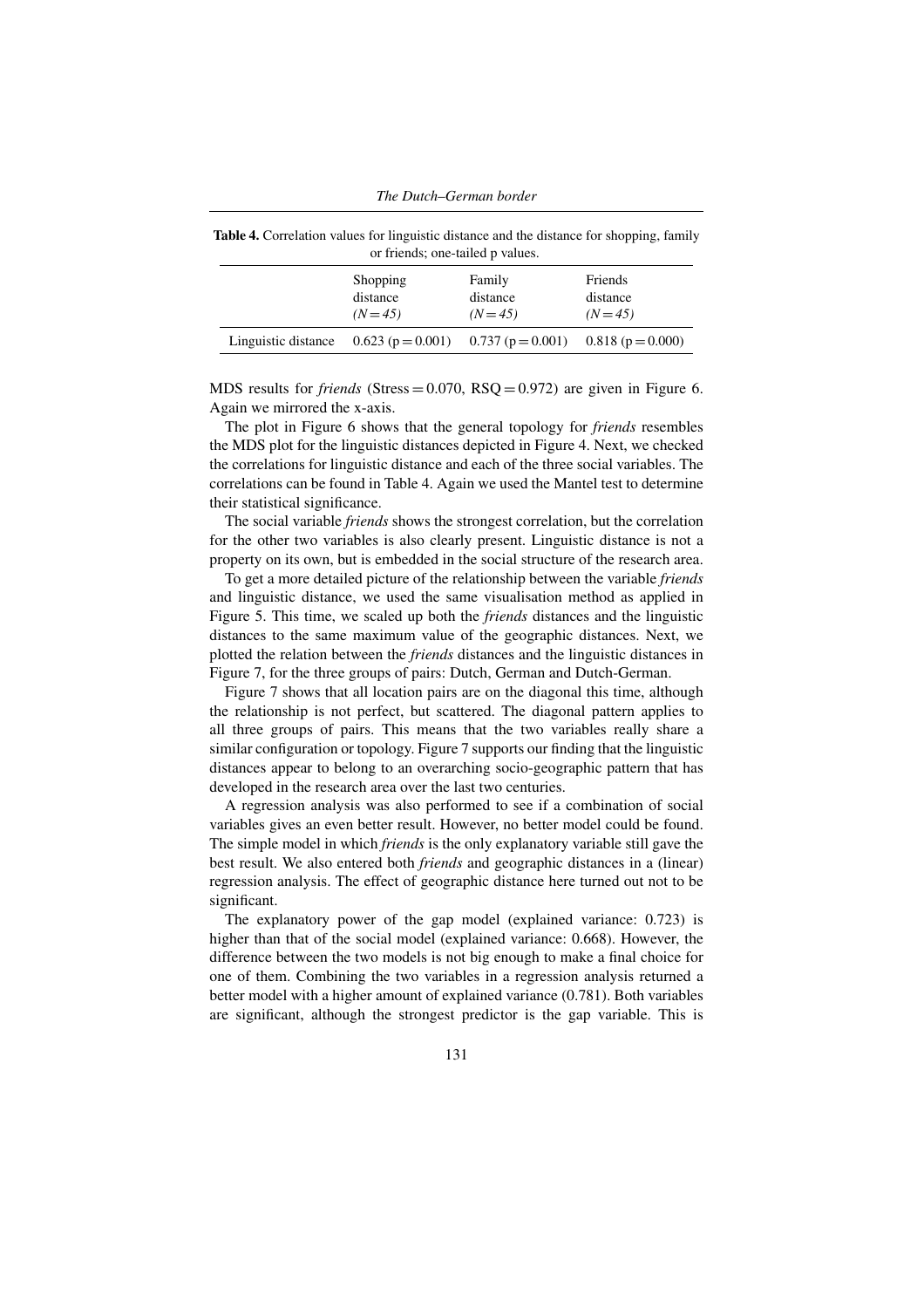**Table 4.** Correlation values for linguistic distance and the distance for shopping, family or friends; one-tailed p values.

| | Shopping distance *(N = 45)* | Family distance *(N = 45)* | Friends distance *(N = 45)* |
|---|---|---|---|
| Linguistic distance | 0.623 (p = 0.001) | 0.737 (p = 0.001) | 0.818 (p = 0.000) |

MDS results for *friends* (Stress = 0.070, RSQ = 0.972) are given in Figure 6. Again we mirrored the x-axis.

The plot in Figure 6 shows that the general topology for *friends* resembles the MDS plot for the linguistic distances depicted in Figure 4. Next, we checked the correlations for linguistic distance and each of the three social variables. The correlations can be found in Table 4. Again we used the Mantel test to determine their statistical significance.

The social variable *friends* shows the strongest correlation, but the correlation for the other two variables is also clearly present. Linguistic distance is not a property on its own, but is embedded in the social structure of the research area.

To get a more detailed picture of the relationship between the variable *friends* and linguistic distance, we used the same visualisation method as applied in Figure 5. This time, we scaled up both the *friends* distances and the linguistic distances to the same maximum value of the geographic distances. Next, we plotted the relation between the *friends* distances and the linguistic distances in Figure 7, for the three groups of pairs: Dutch, German and Dutch-German.

Figure 7 shows that all location pairs are on the diagonal this time, although the relationship is not perfect, but scattered. The diagonal pattern applies to all three groups of pairs. This means that the two variables really share a similar configuration or topology. Figure 7 supports our finding that the linguistic distances appear to belong to an overarching socio-geographic pattern that has developed in the research area over the last two centuries.

A regression analysis was also performed to see if a combination of social variables gives an even better result. However, no better model could be found. The simple model in which *friends* is the only explanatory variable still gave the best result. We also entered both *friends* and geographic distances in a (linear) regression analysis. The effect of geographic distance here turned out not to be significant.

The explanatory power of the gap model (explained variance: 0.723) is higher than that of the social model (explained variance: 0.668). However, the difference between the two models is not big enough to make a final choice for one of them. Combining the two variables in a regression analysis returned a better model with a higher amount of explained variance (0.781). Both variables are significant, although the strongest predictor is the gap variable. This is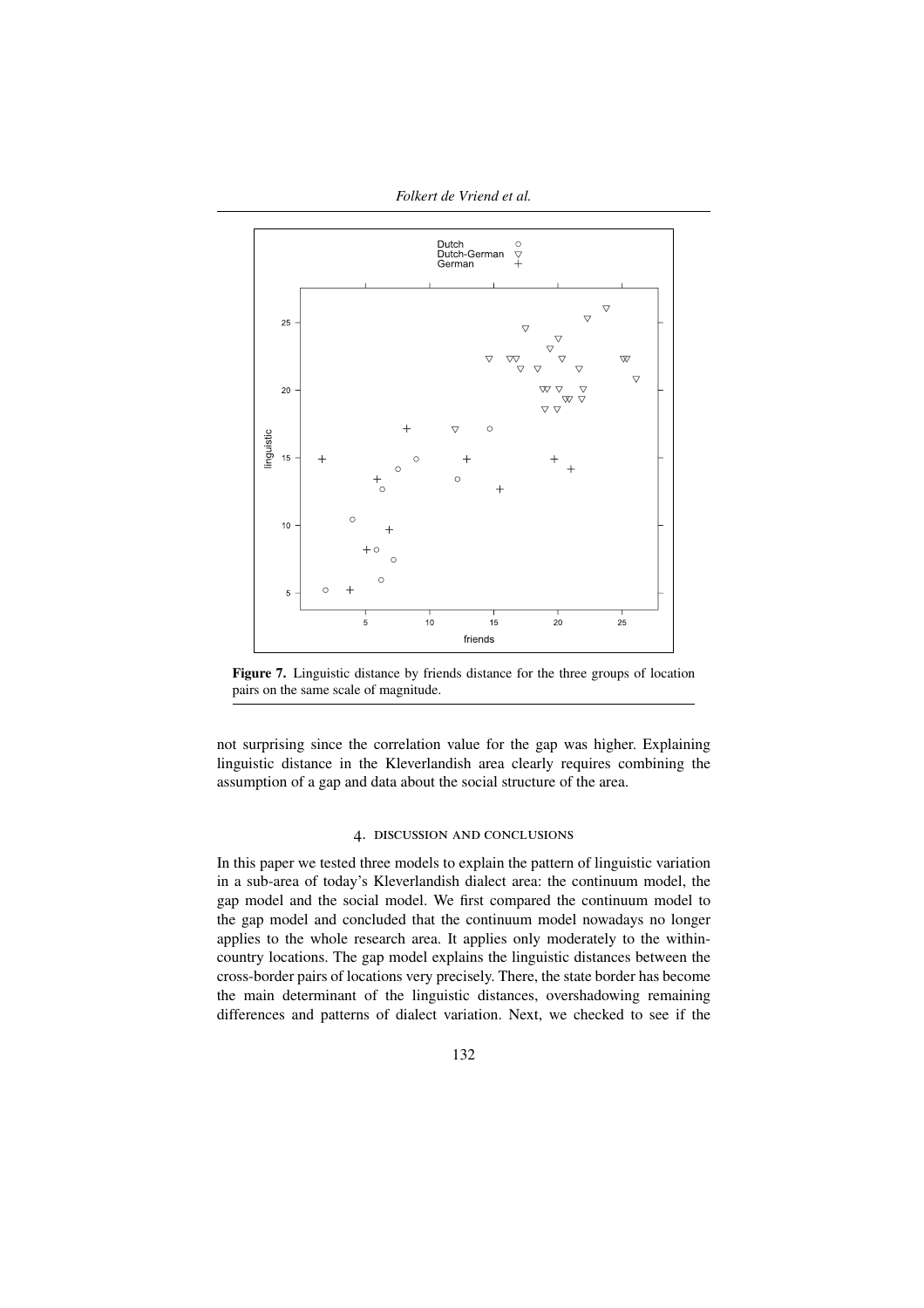**Figure 7.** Linguistic distance by friends distance for the three groups of location pairs on the same scale of magnitude.

not surprising since the correlation value for the gap was higher. Explaining linguistic distance in the Kleverlandish area clearly requires combining the assumption of a gap and data about the social structure of the area.

## 4. DISCUSSION AND CONCLUSIONS

In this paper we tested three models to explain the pattern of linguistic variation in a sub-area of today's Kleverlandish dialect area: the continuum model, the gap model and the social model. We first compared the continuum model to the gap model and concluded that the continuum model nowadays no longer applies to the whole research area. It applies only moderately to the within-country locations. The gap model explains the linguistic distances between the cross-border pairs of locations very precisely. There, the state border has become the main determinant of the linguistic distances, overshadowing remaining differences and patterns of dialect variation. Next, we checked to see if the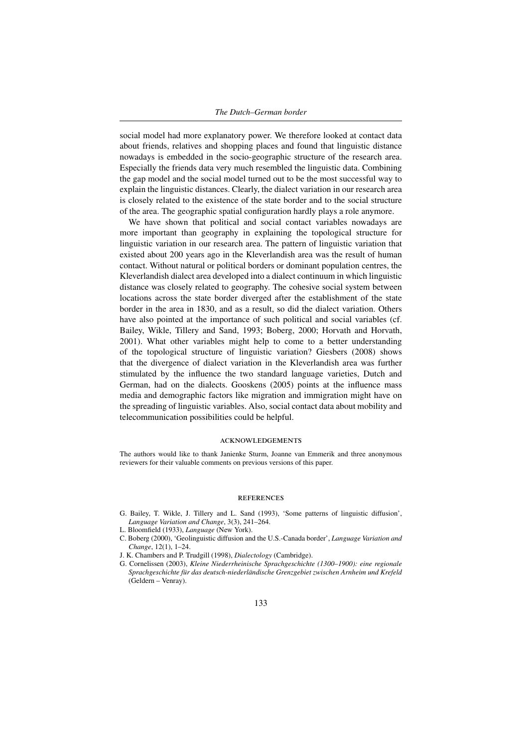social model had more explanatory power. We therefore looked at contact data about friends, relatives and shopping places and found that linguistic distance nowadays is embedded in the socio-geographic structure of the research area. Especially the friends data very much resembled the linguistic data. Combining the gap model and the social model turned out to be the most successful way to explain the linguistic distances. Clearly, the dialect variation in our research area is closely related to the existence of the state border and to the social structure of the area. The geographic spatial configuration hardly plays a role anymore.

We have shown that political and social contact variables nowadays are more important than geography in explaining the topological structure for linguistic variation in our research area. The pattern of linguistic variation that existed about 200 years ago in the Kleverlandish area was the result of human contact. Without natural or political borders or dominant population centres, the Kleverlandish dialect area developed into a dialect continuum in which linguistic distance was closely related to geography. The cohesive social system between locations across the state border diverged after the establishment of the state border in the area in 1830, and as a result, so did the dialect variation. Others have also pointed at the importance of such political and social variables (cf. Bailey, Wikle, Tillery and Sand, 1993; Boberg, 2000; Horvath and Horvath, 2001). What other variables might help to come to a better understanding of the topological structure of linguistic variation? Giesbers (2008) shows that the divergence of dialect variation in the Kleverlandish area was further stimulated by the influence the two standard language varieties, Dutch and German, had on the dialects. Gooskens (2005) points at the influence mass media and demographic factors like migration and immigration might have on the spreading of linguistic variables. Also, social contact data about mobility and telecommunication possibilities could be helpful.

## ACKNOWLEDGEMENTS

The authors would like to thank Janienke Sturm, Joanne van Emmerik and three anonymous reviewers for their valuable comments on previous versions of this paper.

## REFERENCES

G. Bailey, T. Wikle, J. Tillery and L. Sand (1993), 'Some patterns of linguistic diffusion', *Language Variation and Change*, 3(3), 241–264.

L. Bloomfield (1933), *Language* (New York).

C. Boberg (2000), 'Geolinguistic diffusion and the U.S.-Canada border', *Language Variation and Change*, 12(1), 1–24.

J. K. Chambers and P. Trudgill (1998), *Dialectology* (Cambridge).

G. Cornelissen (2003), *Kleine Niederrheinische Sprachgeschichte (1300–1900): eine regionale Sprachgeschichte für das deutsch-niederländische Grenzgebiet zwischen Arnheim und Krefeld* (Geldern – Venray).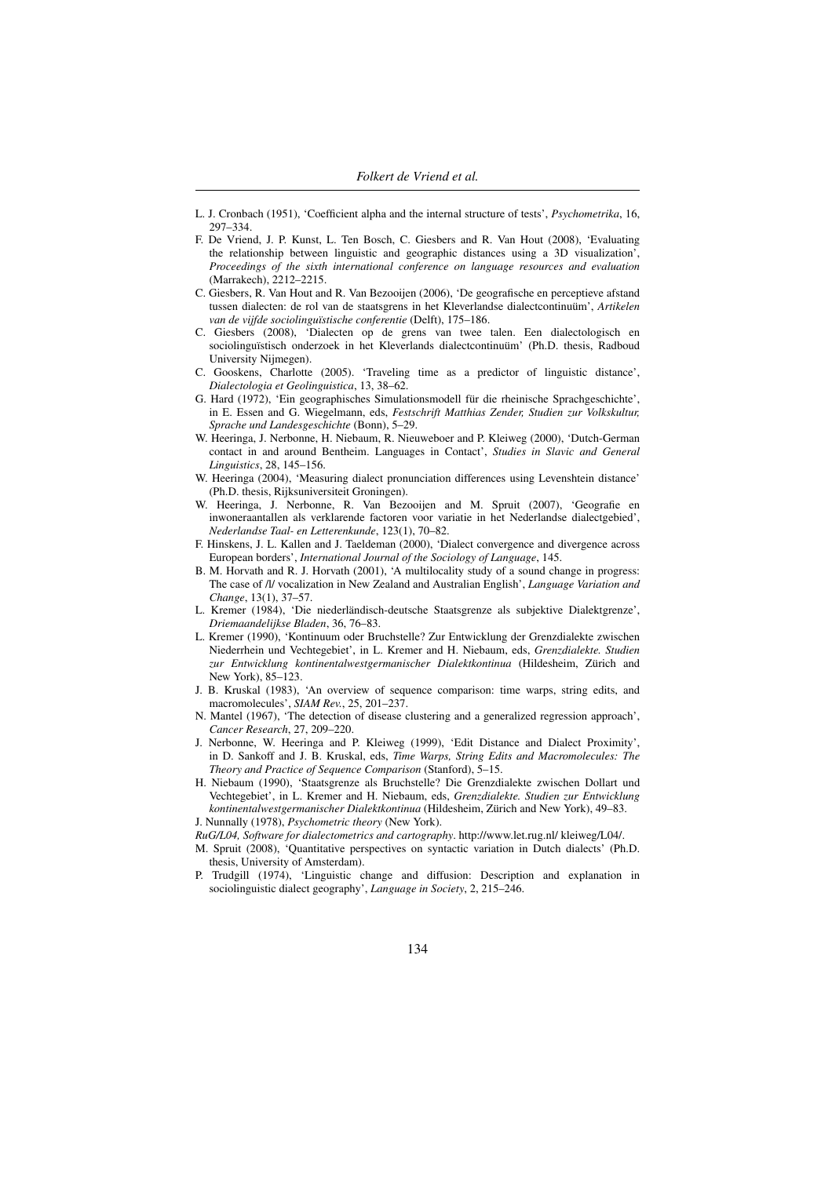L. J. Cronbach (1951), 'Coefficient alpha and the internal structure of tests', *Psychometrika*, 16, 297–334.

F. De Vriend, J. P. Kunst, L. Ten Bosch, C. Giesbers and R. Van Hout (2008), 'Evaluating the relationship between linguistic and geographic distances using a 3D visualization', *Proceedings of the sixth international conference on language resources and evaluation* (Marrakech), 2212–2215.

C. Giesbers, R. Van Hout and R. Van Bezooijen (2006), 'De geografische en perceptieve afstand tussen dialecten: de rol van de staatsgrens in het Kleverlandse dialectcontinuüm', *Artikelen van de vijfde sociolinguïstische conferentie* (Delft), 175–186.

C. Giesbers (2008), 'Dialecten op de grens van twee talen. Een dialectologisch en sociolinguïstisch onderzoek in het Kleverlands dialectcontinuüm' (Ph.D. thesis, Radboud University Nijmegen).

C. Gooskens, Charlotte (2005). 'Traveling time as a predictor of linguistic distance', *Dialectologia et Geolinguistica*, 13, 38–62.

G. Hard (1972), 'Ein geographisches Simulationsmodell für die rheinische Sprachgeschichte', in E. Essen and G. Wiegelmann, eds, *Festschrift Matthias Zender, Studien zur Volkskultur, Sprache und Landesgeschichte* (Bonn), 5–29.

W. Heeringa, J. Nerbonne, H. Niebaum, R. Nieuweboer and P. Kleiweg (2000), 'Dutch-German contact in and around Bentheim. Languages in Contact', *Studies in Slavic and General Linguistics*, 28, 145–156.

W. Heeringa (2004), 'Measuring dialect pronunciation differences using Levenshtein distance' (Ph.D. thesis, Rijksuniversiteit Groningen).

W. Heeringa, J. Nerbonne, R. Van Bezooijen and M. Spruit (2007), 'Geografie en inwoneraantallen als verklarende factoren voor variatie in het Nederlandse dialectgebied', *Nederlandse Taal- en Letterenkunde*, 123(1), 70–82.

F. Hinskens, J. L. Kallen and J. Taeldeman (2000), 'Dialect convergence and divergence across European borders', *International Journal of the Sociology of Language*, 145.

B. M. Horvath and R. J. Horvath (2001), 'A multilocality study of a sound change in progress: The case of /l/ vocalization in New Zealand and Australian English', *Language Variation and Change*, 13(1), 37–57.

L. Kremer (1984), 'Die niederländisch-deutsche Staatsgrenze als subjektive Dialektgrenze', *Driemaandelijkse Bladen*, 36, 76–83.

L. Kremer (1990), 'Kontinuum oder Bruchstelle? Zur Entwicklung der Grenzdialekte zwischen Niederrhein und Vechtegebiet', in L. Kremer and H. Niebaum, eds, *Grenzdialekte. Studien zur Entwicklung kontinentalwestgermanischer Dialektkontinua* (Hildesheim, Zürich and New York), 85–123.

J. B. Kruskal (1983), 'An overview of sequence comparison: time warps, string edits, and macromolecules', *SIAM Rev.*, 25, 201–237.

N. Mantel (1967), 'The detection of disease clustering and a generalized regression approach', *Cancer Research*, 27, 209–220.

J. Nerbonne, W. Heeringa and P. Kleiweg (1999), 'Edit Distance and Dialect Proximity', in D. Sankoff and J. B. Kruskal, eds, *Time Warps, String Edits and Macromolecules: The Theory and Practice of Sequence Comparison* (Stanford), 5–15.

H. Niebaum (1990), 'Staatsgrenze als Bruchstelle? Die Grenzdialekte zwischen Dollart und Vechtegebiet', in L. Kremer and H. Niebaum, eds, *Grenzdialekte. Studien zur Entwicklung kontinentalwestgermanischer Dialektkontinua* (Hildesheim, Zürich and New York), 49–83.

J. Nunnally (1978), *Psychometric theory* (New York).

*RuG/L04, Software for dialectometrics and cartography*. http://www.let.rug.nl/ kleiweg/L04/.

M. Spruit (2008), 'Quantitative perspectives on syntactic variation in Dutch dialects' (Ph.D. thesis, University of Amsterdam).

P. Trudgill (1974), 'Linguistic change and diffusion: Description and explanation in sociolinguistic dialect geography', *Language in Society*, 2, 215–246.